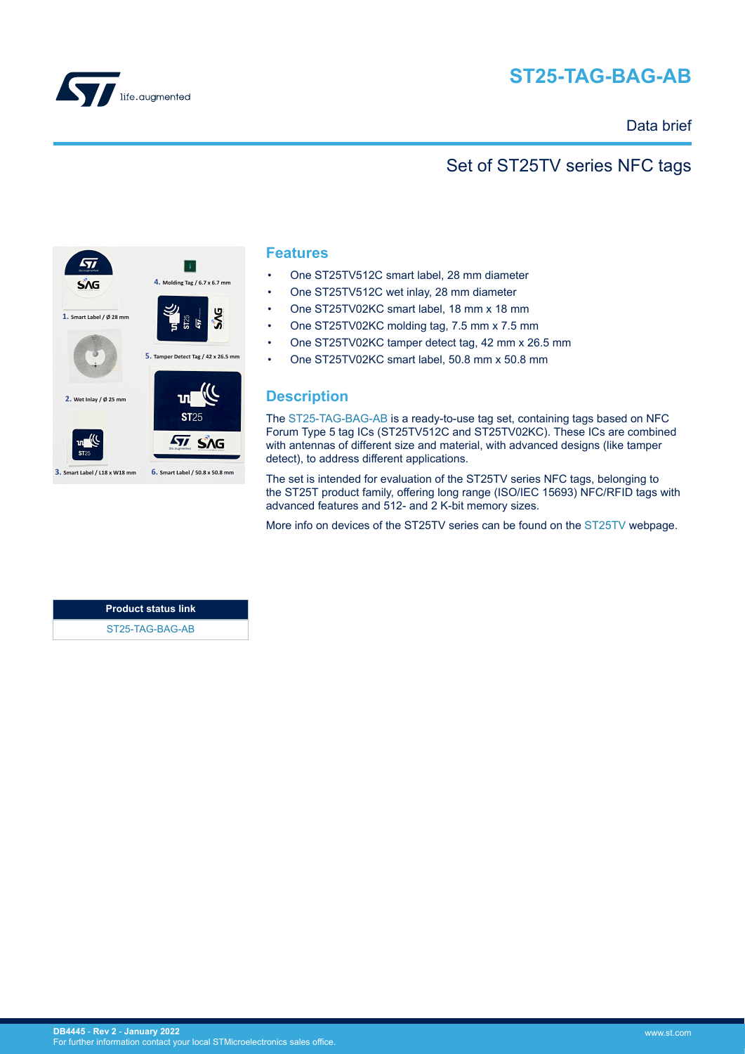# ST25-TAG-BAG-AB

Data brief

## Set of ST25TV series NFC tags

## Features

- One ST25TV512C smart label, 28 mm diameter
- One ST25TV512C wet inlay, 28 mm diameter
- One ST25TV02KC smart label, 18 mm x 18 mm
- One ST25TV02KC molding tag, 7.5 mm x 7.5 mm
- One ST25TV02KC tamper detect tag, 42 mm x 26.5 mm
- One ST25TV02KC smart label, 50.8 mm x 50.8 mm

## Description

The ST25-TAG-BAG-AB is a ready-to-use tag set, containing tags based on NFC Forum Type 5 tag ICs (ST25TV512C and ST25TV02KC). These ICs are combined with antennas of different size and material, with advanced designs (like tamper detect), to address different applications.

The set is intended for evaluation of the ST25TV series NFC tags, belonging to the ST25T product family, offering long range (ISO/IEC 15693) NFC/RFID tags with advanced features and 512- and 2 K-bit memory sizes.

More info on devices of the ST25TV series can be found on the ST25TV webpage.

| Product status link |
| --- |
| ST25-TAG-BAG-AB |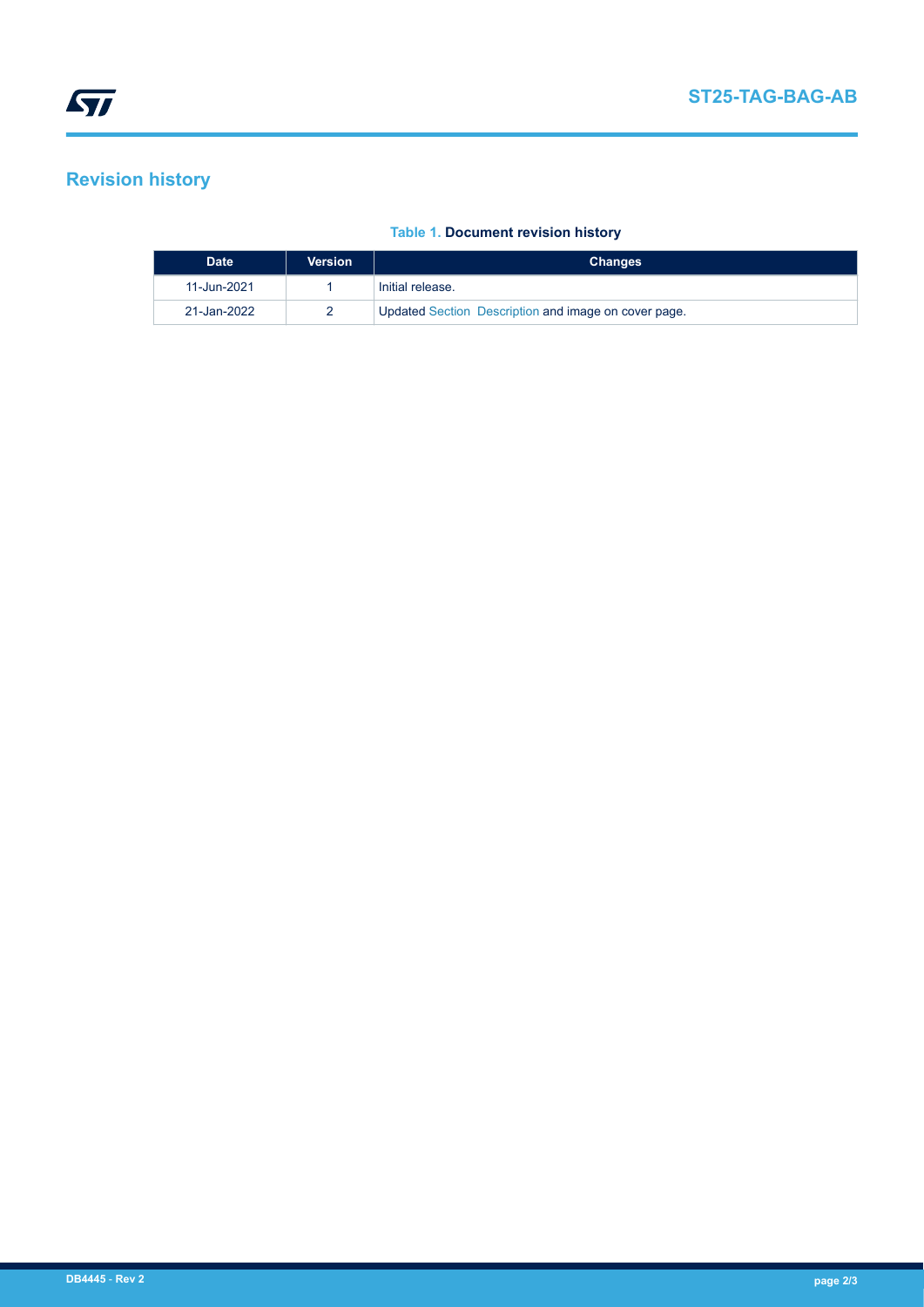## Revision history

**Table 1. Document revision history**

| Date | Version | Changes |
| --- | --- | --- |
| 11-Jun-2021 | 1 | Initial release. |
| 21-Jan-2022 | 2 | Updated Section  Description and image on cover page. |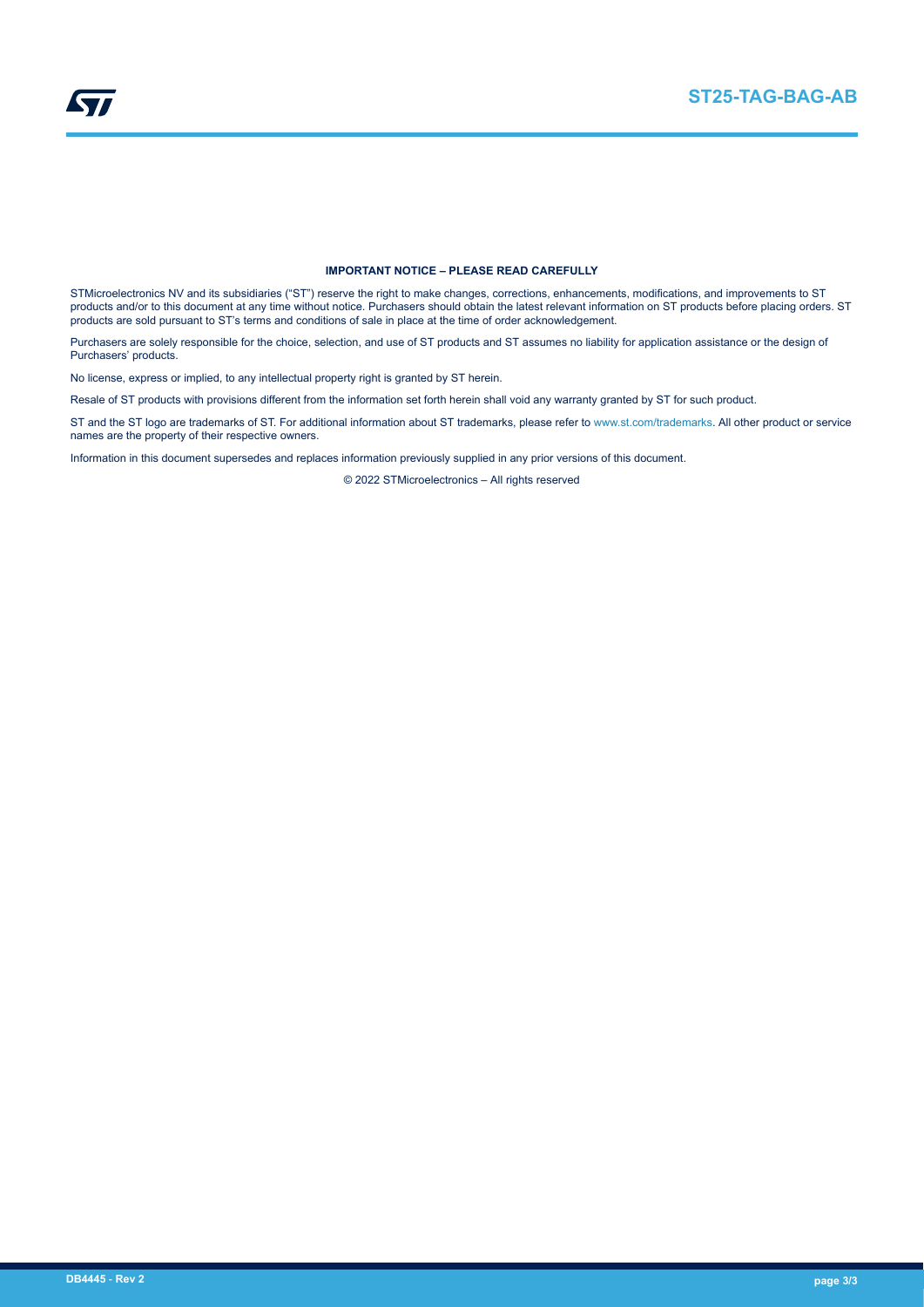**IMPORTANT NOTICE – PLEASE READ CAREFULLY**

STMicroelectronics NV and its subsidiaries ("ST") reserve the right to make changes, corrections, enhancements, modifications, and improvements to ST products and/or to this document at any time without notice. Purchasers should obtain the latest relevant information on ST products before placing orders. ST products are sold pursuant to ST's terms and conditions of sale in place at the time of order acknowledgement.

Purchasers are solely responsible for the choice, selection, and use of ST products and ST assumes no liability for application assistance or the design of Purchasers' products.

No license, express or implied, to any intellectual property right is granted by ST herein.

Resale of ST products with provisions different from the information set forth herein shall void any warranty granted by ST for such product.

ST and the ST logo are trademarks of ST. For additional information about ST trademarks, please refer to www.st.com/trademarks. All other product or service names are the property of their respective owners.

Information in this document supersedes and replaces information previously supplied in any prior versions of this document.

© 2022 STMicroelectronics – All rights reserved